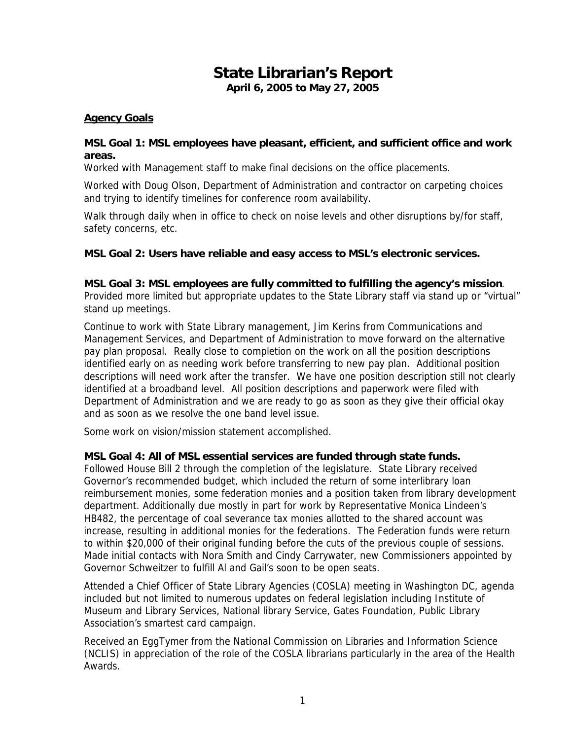# State Librarian's Report

**April 6, 2005 to May 27, 2005**

## Agency Goals

### MSL Goal 1: MSL employees have pleasant, efficient, and sufficient office and work areas.

Worked with Management staff to make final decisions on the office placements.

Worked with Doug Olson, Department of Administration and contractor on carpeting choices and trying to identify timelines for conference room availability.

Walk through daily when in office to check on noise levels and other disruptions by/for staff, safety concerns, etc.

### MSL Goal 2: Users have reliable and easy access to MSL's electronic services.

### MSL Goal 3: MSL employees are fully committed to fulfilling the agency's mission.

Provided more limited but appropriate updates to the State Library staff via stand up or "virtual" stand up meetings.

Continue to work with State Library management, Jim Kerins from Communications and Management Services, and Department of Administration to move forward on the alternative pay plan proposal. Really close to completion on the work on all the position descriptions identified early on as needing work before transferring to new pay plan. Additional position descriptions will need work after the transfer. We have one position description still not clearly identified at a broadband level. All position descriptions and paperwork were filed with Department of Administration and we are ready to go as soon as they give their official okay and as soon as we resolve the one band level issue.

Some work on vision/mission statement accomplished.

### MSL Goal 4: All of MSL essential services are funded through state funds.

Followed House Bill 2 through the completion of the legislature. State Library received Governor's recommended budget, which included the return of some interlibrary loan reimbursement monies, some federation monies and a position taken from library development department. Additionally due mostly in part for work by Representative Monica Lindeen's HB482, the percentage of coal severance tax monies allotted to the shared account was increase, resulting in additional monies for the federations. The Federation funds were return to within $20,000 of their original funding before the cuts of the previous couple of sessions. Made initial contacts with Nora Smith and Cindy Carrywater, new Commissioners appointed by Governor Schweitzer to fulfill Al and Gail's soon to be open seats.

Attended a Chief Officer of State Library Agencies (COSLA) meeting in Washington DC, agenda included but not limited to numerous updates on federal legislation including Institute of Museum and Library Services, National library Service, Gates Foundation, Public Library Association's smartest card campaign.

Received an EggTymer from the National Commission on Libraries and Information Science (NCLIS) in appreciation of the role of the COSLA librarians particularly in the area of the Health Awards.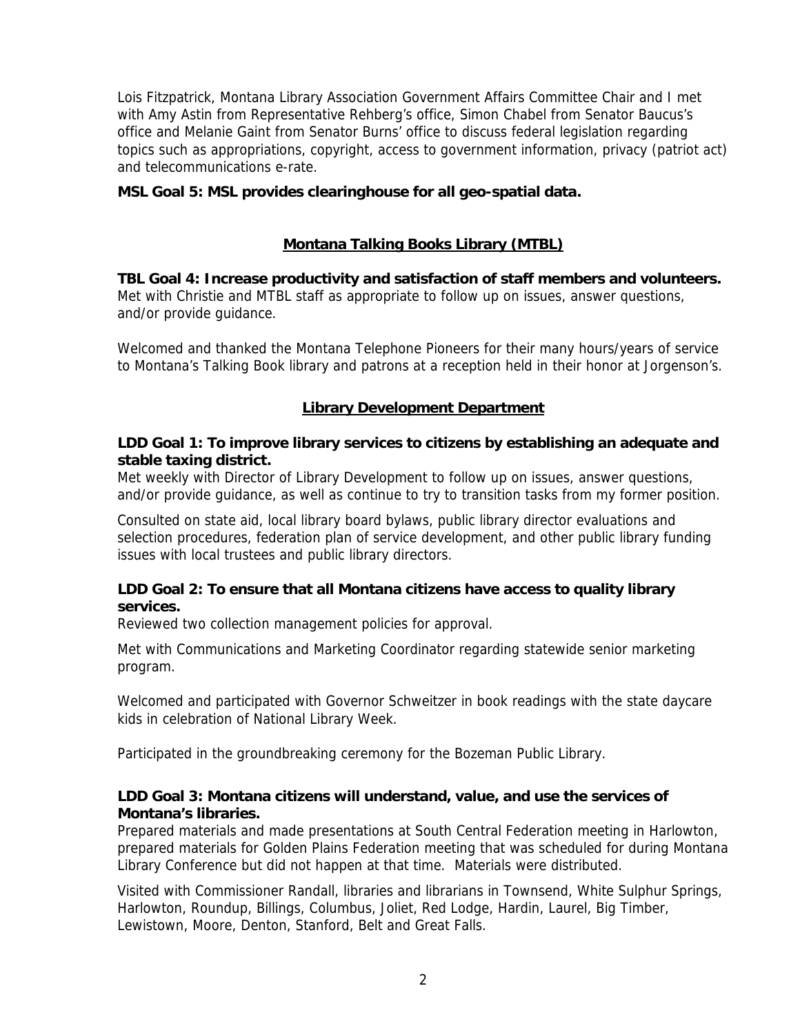Lois Fitzpatrick, Montana Library Association Government Affairs Committee Chair and I met with Amy Astin from Representative Rehberg's office, Simon Chabel from Senator Baucus's office and Melanie Gaint from Senator Burns' office to discuss federal legislation regarding topics such as appropriations, copyright, access to government information, privacy (patriot act) and telecommunications e-rate.

**MSL Goal 5: MSL provides clearinghouse for all geo-spatial data.**

## Montana Talking Books Library (MTBL)

**TBL Goal 4: Increase productivity and satisfaction of staff members and volunteers.**
Met with Christie and MTBL staff as appropriate to follow up on issues, answer questions, and/or provide guidance.

Welcomed and thanked the Montana Telephone Pioneers for their many hours/years of service to Montana's Talking Book library and patrons at a reception held in their honor at Jorgenson's.

## Library Development Department

**LDD Goal 1: To improve library services to citizens by establishing an adequate and stable taxing district.**
Met weekly with Director of Library Development to follow up on issues, answer questions, and/or provide guidance, as well as continue to try to transition tasks from my former position.

Consulted on state aid, local library board bylaws, public library director evaluations and selection procedures, federation plan of service development, and other public library funding issues with local trustees and public library directors.

**LDD Goal 2: To ensure that all Montana citizens have access to quality library services.**
Reviewed two collection management policies for approval.

Met with Communications and Marketing Coordinator regarding statewide senior marketing program.

Welcomed and participated with Governor Schweitzer in book readings with the state daycare kids in celebration of National Library Week.

Participated in the groundbreaking ceremony for the Bozeman Public Library.

**LDD Goal 3: Montana citizens will understand, value, and use the services of Montana's libraries.**
Prepared materials and made presentations at South Central Federation meeting in Harlowton, prepared materials for Golden Plains Federation meeting that was scheduled for during Montana Library Conference but did not happen at that time. Materials were distributed.

Visited with Commissioner Randall, libraries and librarians in Townsend, White Sulphur Springs, Harlowton, Roundup, Billings, Columbus, Joliet, Red Lodge, Hardin, Laurel, Big Timber, Lewistown, Moore, Denton, Stanford, Belt and Great Falls.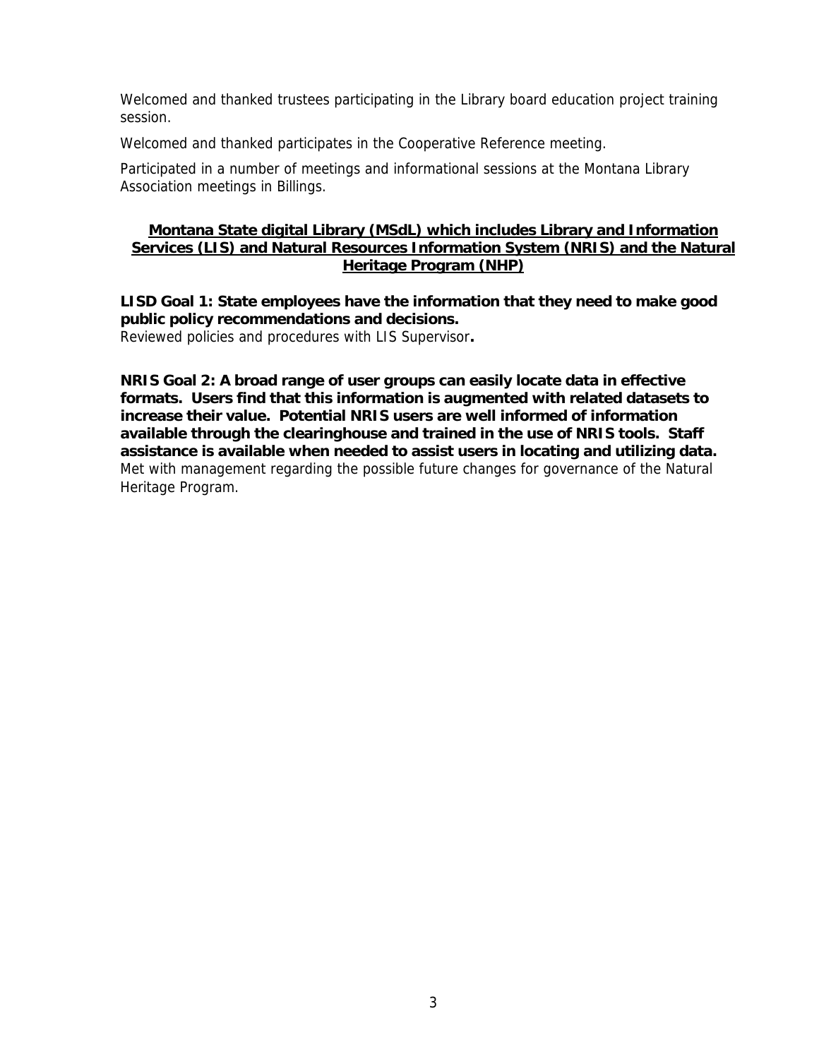Welcomed and thanked trustees participating in the Library board education project training session.

Welcomed and thanked participates in the Cooperative Reference meeting.

Participated in a number of meetings and informational sessions at the Montana Library Association meetings in Billings.

**Montana State digital Library (MSdL) which includes Library and Information Services (LIS) and Natural Resources Information System (NRIS) and the Natural Heritage Program (NHP)**

**LISD Goal 1: State employees have the information that they need to make good public policy recommendations and decisions.**

Reviewed policies and procedures with LIS Supervisor**.**

**NRIS Goal 2: A broad range of user groups can easily locate data in effective formats. Users find that this information is augmented with related datasets to increase their value. Potential NRIS users are well informed of information available through the clearinghouse and trained in the use of NRIS tools. Staff assistance is available when needed to assist users in locating and utilizing data.**

Met with management regarding the possible future changes for governance of the Natural Heritage Program.